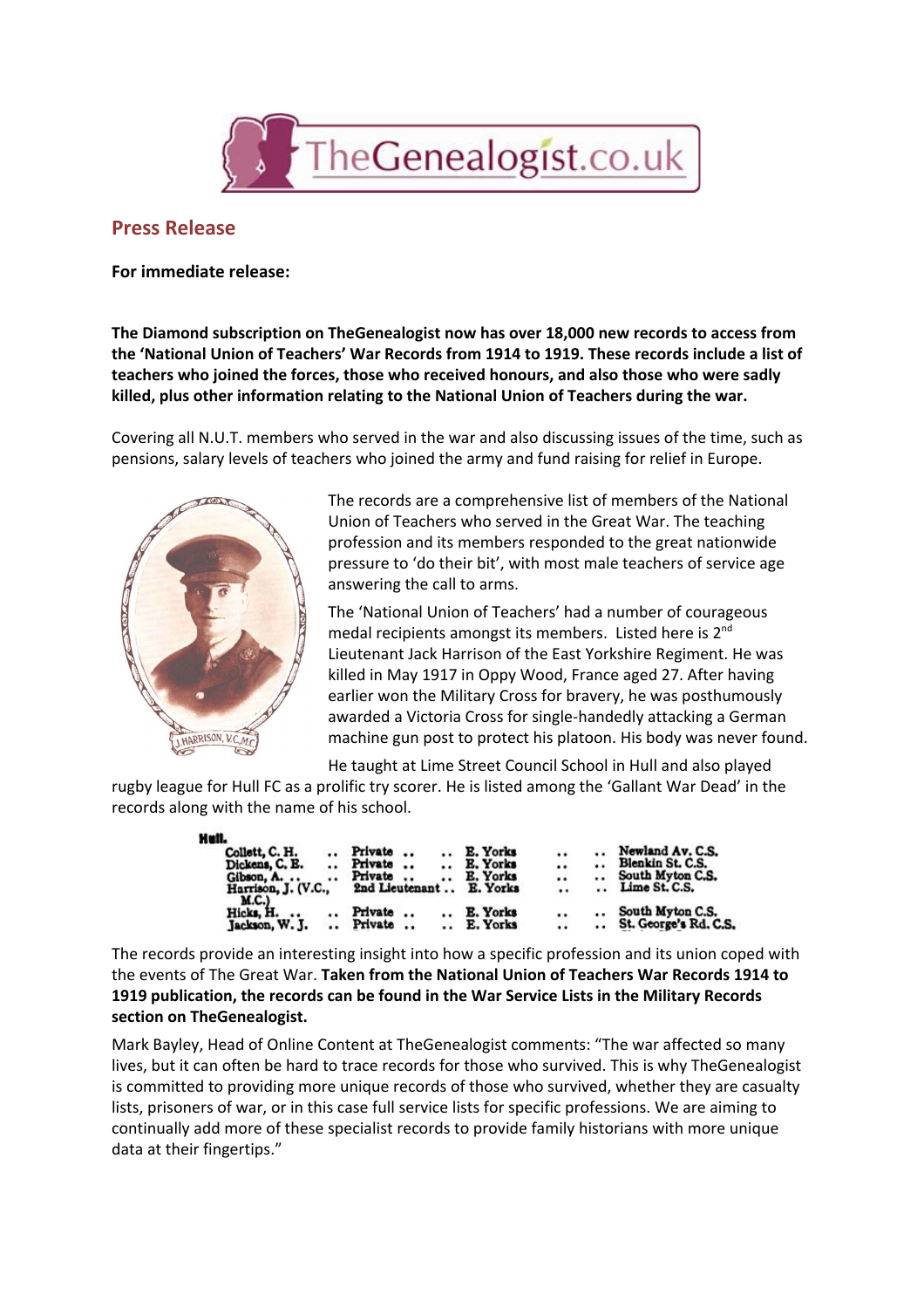TheGenealogist.co.uk

## Press Release

**For immediate release:**

**The Diamond subscription on TheGenealogist now has over 18,000 new records to access from the 'National Union of Teachers' War Records from 1914 to 1919. These records include a list of teachers who joined the forces, those who received honours, and also those who were sadly killed, plus other information relating to the National Union of Teachers during the war.**

Covering all N.U.T. members who served in the war and also discussing issues of the time, such as pensions, salary levels of teachers who joined the army and fund raising for relief in Europe.

J. HARRISON, V.C.,M.C.

The records are a comprehensive list of members of the National Union of Teachers who served in the Great War. The teaching profession and its members responded to the great nationwide pressure to 'do their bit', with most male teachers of service age answering the call to arms.

The 'National Union of Teachers' had a number of courageous medal recipients amongst its members. Listed here is 2nd Lieutenant Jack Harrison of the East Yorkshire Regiment. He was killed in May 1917 in Oppy Wood, France aged 27. After having earlier won the Military Cross for bravery, he was posthumously awarded a Victoria Cross for single-handedly attacking a German machine gun post to protect his platoon. His body was never found.

He taught at Lime Street Council School in Hull and also played rugby league for Hull FC as a prolific try scorer. He is listed among the 'Gallant War Dead' in the records along with the name of his school.

**Hull.**

| Name | Rank | Regiment | School |
|---|---|---|---|
| Collett, C. H. | Private | E. Yorks | Newland Av. C.S. |
| Dickens, C. E. | Private | E. Yorks | Blenkin St. C.S. |
| Gibson, A. | Private | E. Yorks | South Myton C.S. |
| Harrison, J. (V.C., M.C.) | 2nd Lieutenant | E. Yorks | Lime St. C.S. |
| Hicks, H. | Private | E. Yorks | South Myton C.S. |
| Jackson, W. J. | Private | E. Yorks | St. George's Rd. C.S. |

The records provide an interesting insight into how a specific profession and its union coped with the events of The Great War. **Taken from the National Union of Teachers War Records 1914 to 1919 publication, the records can be found in the War Service Lists in the Military Records section on TheGenealogist.**

Mark Bayley, Head of Online Content at TheGenealogist comments: "The war affected so many lives, but it can often be hard to trace records for those who survived. This is why TheGenealogist is committed to providing more unique records of those who survived, whether they are casualty lists, prisoners of war, or in this case full service lists for specific professions. We are aiming to continually add more of these specialist records to provide family historians with more unique data at their fingertips."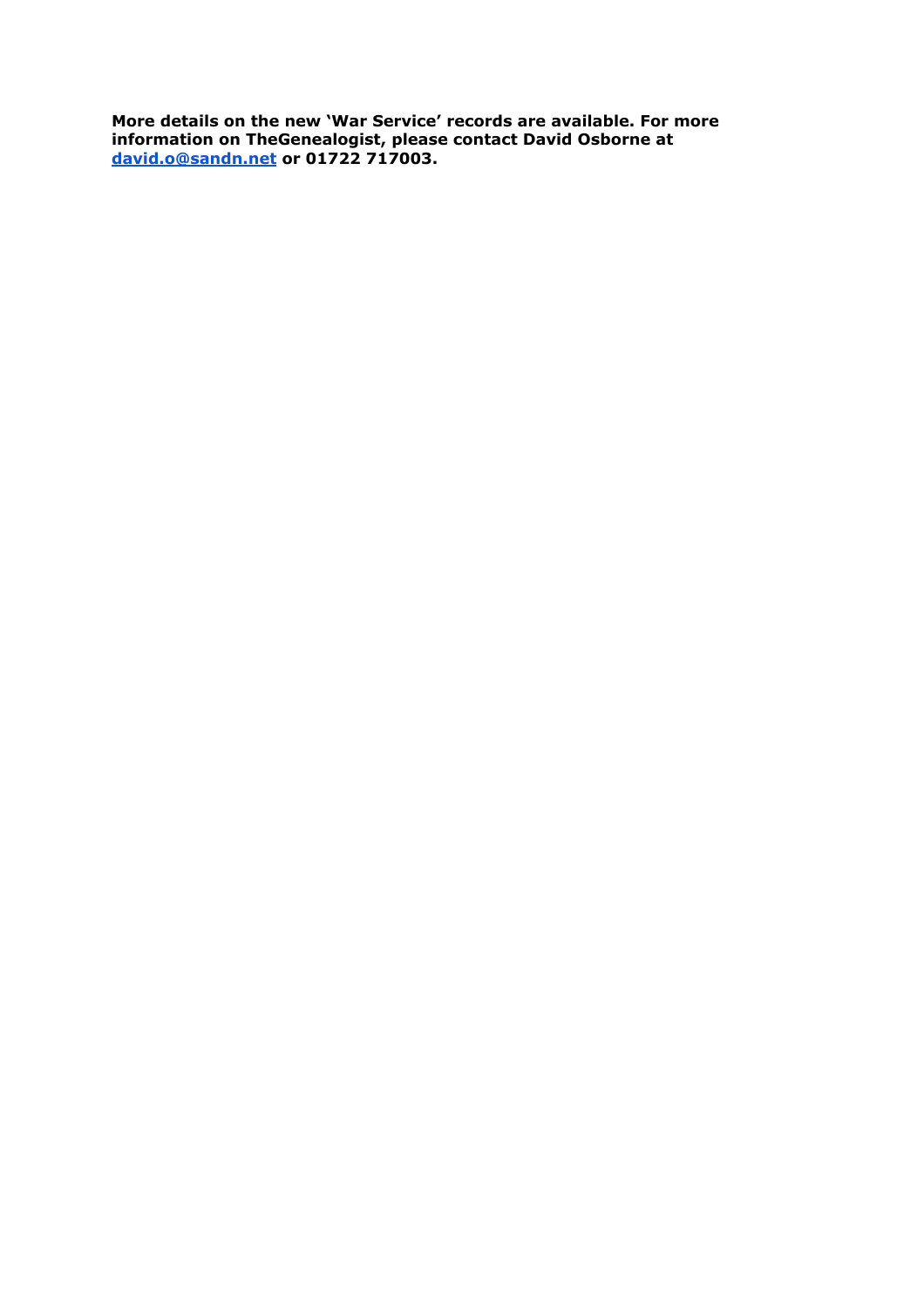**More details on the new 'War Service' records are available. For more information on TheGenealogist, please contact David Osborne at [david.o@sandn.net](mailto:david.o@sandn.net) or 01722 717003.**